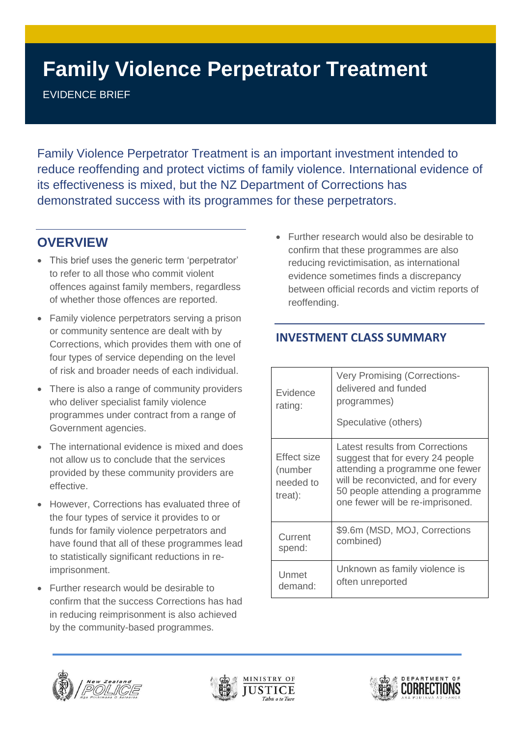# Family Violence Perpetrator Treatment

EVIDENCE BRIEF

Family Violence Perpetrator Treatment is an important investment intended to reduce reoffending and protect victims of family violence. International evidence of its effectiveness is mixed, but the NZ Department of Corrections has demonstrated success with its programmes for these perpetrators.

## OVERVIEW

- This brief uses the generic term 'perpetrator' to refer to all those who commit violent offences against family members, regardless of whether those offences are reported.
- Family violence perpetrators serving a prison or community sentence are dealt with by Corrections, which provides them with one of four types of service depending on the level of risk and broader needs of each individual.
- There is also a range of community providers who deliver specialist family violence programmes under contract from a range of Government agencies.
- The international evidence is mixed and does not allow us to conclude that the services provided by these community providers are effective.
- However, Corrections has evaluated three of the four types of service it provides to or funds for family violence perpetrators and have found that all of these programmes lead to statistically significant reductions in re-imprisonment.
- Further research would be desirable to confirm that the success Corrections has had in reducing reimprisonment is also achieved by the community-based programmes.
- Further research would also be desirable to confirm that these programmes are also reducing revictimisation, as international evidence sometimes finds a discrepancy between official records and victim reports of reoffending.

## INVESTMENT CLASS SUMMARY

| | |
|---|---|
| Evidence rating: | Very Promising (Corrections-delivered and funded programmes)<br><br>Speculative (others) |
| Effect size (number needed to treat): | Latest results from Corrections suggest that for every 24 people attending a programme one fewer will be reconvicted, and for every 50 people attending a programme one fewer will be re-imprisoned. |
| Current spend: | $9.6m (MSD, MOJ, Corrections combined) |
| Unmet demand: | Unknown as family violence is often unreported |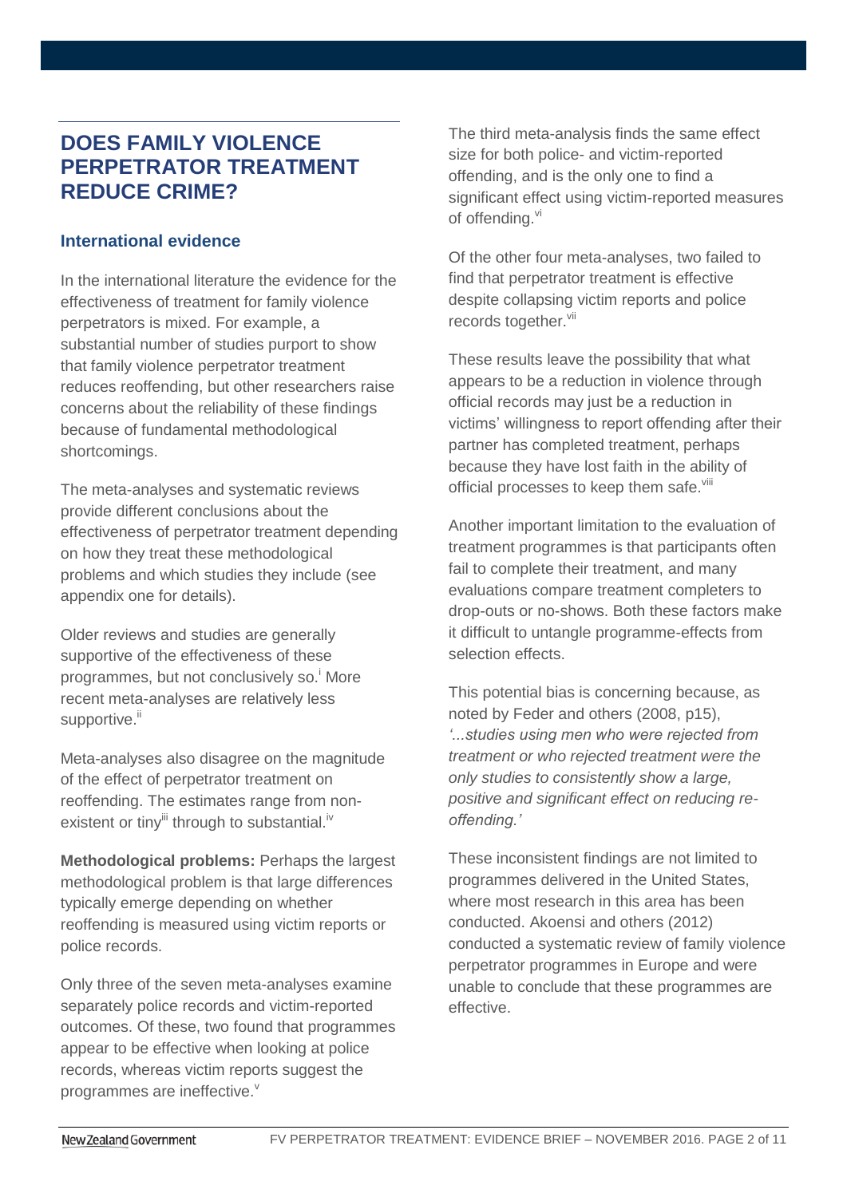## DOES FAMILY VIOLENCE PERPETRATOR TREATMENT REDUCE CRIME?

### International evidence

In the international literature the evidence for the effectiveness of treatment for family violence perpetrators is mixed. For example, a substantial number of studies purport to show that family violence perpetrator treatment reduces reoffending, but other researchers raise concerns about the reliability of these findings because of fundamental methodological shortcomings.

The meta-analyses and systematic reviews provide different conclusions about the effectiveness of perpetrator treatment depending on how they treat these methodological problems and which studies they include (see appendix one for details).

Older reviews and studies are generally supportive of the effectiveness of these programmes, but not conclusively so.[i] More recent meta-analyses are relatively less supportive.[ii]

Meta-analyses also disagree on the magnitude of the effect of perpetrator treatment on reoffending. The estimates range from non-existent or tiny[iii] through to substantial.[iv]

**Methodological problems:** Perhaps the largest methodological problem is that large differences typically emerge depending on whether reoffending is measured using victim reports or police records.

Only three of the seven meta-analyses examine separately police records and victim-reported outcomes. Of these, two found that programmes appear to be effective when looking at police records, whereas victim reports suggest the programmes are ineffective.[v]

The third meta-analysis finds the same effect size for both police- and victim-reported offending, and is the only one to find a significant effect using victim-reported measures of offending.[vi]

Of the other four meta-analyses, two failed to find that perpetrator treatment is effective despite collapsing victim reports and police records together.[vii]

These results leave the possibility that what appears to be a reduction in violence through official records may just be a reduction in victims' willingness to report offending after their partner has completed treatment, perhaps because they have lost faith in the ability of official processes to keep them safe.[viii]

Another important limitation to the evaluation of treatment programmes is that participants often fail to complete their treatment, and many evaluations compare treatment completers to drop-outs or no-shows. Both these factors make it difficult to untangle programme-effects from selection effects.

This potential bias is concerning because, as noted by Feder and others (2008, p15), *'...studies using men who were rejected from treatment or who rejected treatment were the only studies to consistently show a large, positive and significant effect on reducing re-offending.'*

These inconsistent findings are not limited to programmes delivered in the United States, where most research in this area has been conducted. Akoensi and others (2012) conducted a systematic review of family violence perpetrator programmes in Europe and were unable to conclude that these programmes are effective.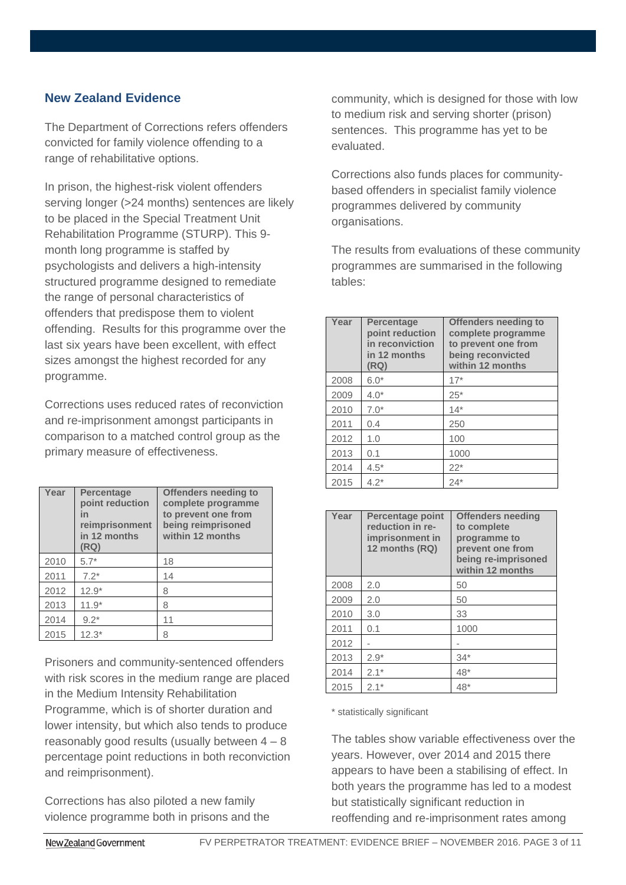## New Zealand Evidence

The Department of Corrections refers offenders convicted for family violence offending to a range of rehabilitative options.

In prison, the highest-risk violent offenders serving longer (>24 months) sentences are likely to be placed in the Special Treatment Unit Rehabilitation Programme (STURP). This 9-month long programme is staffed by psychologists and delivers a high-intensity structured programme designed to remediate the range of personal characteristics of offenders that predispose them to violent offending. Results for this programme over the last six years have been excellent, with effect sizes amongst the highest recorded for any programme.

Corrections uses reduced rates of reconviction and re-imprisonment amongst participants in comparison to a matched control group as the primary measure of effectiveness.

| Year | Percentage point reduction in reimprisonment in 12 months (RQ) | Offenders needing to complete programme to prevent one from being reimprisoned within 12 months |
|---|---|---|
| 2010 | 5.7* | 18 |
| 2011 | 7.2* | 14 |
| 2012 | 12.9* | 8 |
| 2013 | 11.9* | 8 |
| 2014 | 9.2* | 11 |
| 2015 | 12.3* | 8 |

Prisoners and community-sentenced offenders with risk scores in the medium range are placed in the Medium Intensity Rehabilitation Programme, which is of shorter duration and lower intensity, but which also tends to produce reasonably good results (usually between 4 – 8 percentage point reductions in both reconviction and reimprisonment).

Corrections has also piloted a new family violence programme both in prisons and the community, which is designed for those with low to medium risk and serving shorter (prison) sentences. This programme has yet to be evaluated.

Corrections also funds places for community-based offenders in specialist family violence programmes delivered by community organisations.

The results from evaluations of these community programmes are summarised in the following tables:

| Year | Percentage point reduction in reconviction in 12 months (RQ) | Offenders needing to complete programme to prevent one from being reconvicted within 12 months |
|---|---|---|
| 2008 | 6.0* | 17* |
| 2009 | 4.0* | 25* |
| 2010 | 7.0* | 14* |
| 2011 | 0.4 | 250 |
| 2012 | 1.0 | 100 |
| 2013 | 0.1 | 1000 |
| 2014 | 4.5* | 22* |
| 2015 | 4.2* | 24* |

| Year | Percentage point reduction in re-imprisonment in 12 months (RQ) | Offenders needing to complete programme to prevent one from being re-imprisoned within 12 months |
|---|---|---|
| 2008 | 2.0 | 50 |
| 2009 | 2.0 | 50 |
| 2010 | 3.0 | 33 |
| 2011 | 0.1 | 1000 |
| 2012 | - | - |
| 2013 | 2.9* | 34* |
| 2014 | 2.1* | 48* |
| 2015 | 2.1* | 48* |

* statistically significant

The tables show variable effectiveness over the years. However, over 2014 and 2015 there appears to have been a stabilising of effect. In both years the programme has led to a modest but statistically significant reduction in reoffending and re-imprisonment rates among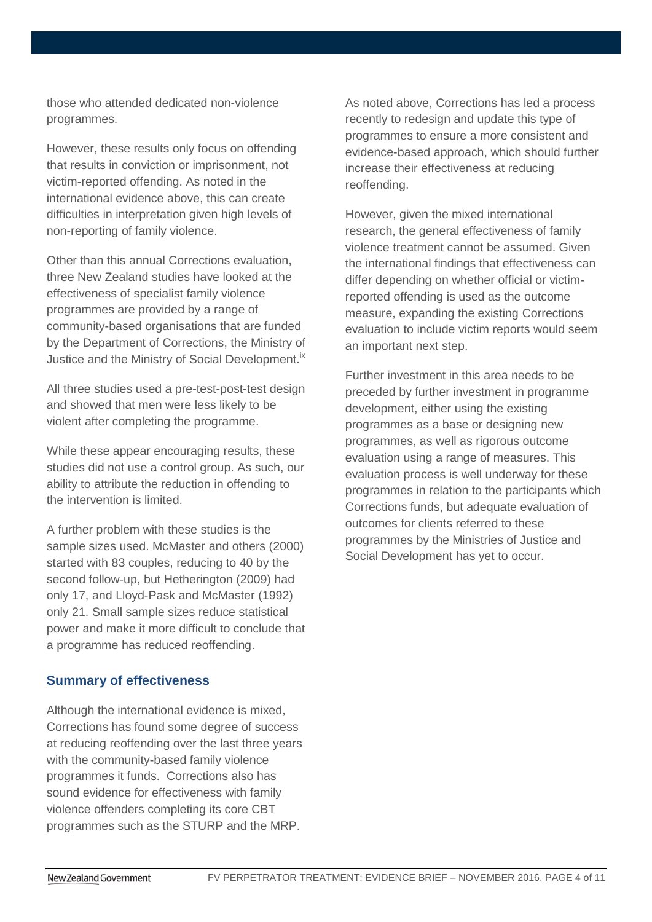those who attended dedicated non-violence programmes.

However, these results only focus on offending that results in conviction or imprisonment, not victim-reported offending. As noted in the international evidence above, this can create difficulties in interpretation given high levels of non-reporting of family violence.

Other than this annual Corrections evaluation, three New Zealand studies have looked at the effectiveness of specialist family violence programmes are provided by a range of community-based organisations that are funded by the Department of Corrections, the Ministry of Justice and the Ministry of Social Development.[ix]

All three studies used a pre-test-post-test design and showed that men were less likely to be violent after completing the programme.

While these appear encouraging results, these studies did not use a control group. As such, our ability to attribute the reduction in offending to the intervention is limited.

A further problem with these studies is the sample sizes used. McMaster and others (2000) started with 83 couples, reducing to 40 by the second follow-up, but Hetherington (2009) had only 17, and Lloyd-Pask and McMaster (1992) only 21. Small sample sizes reduce statistical power and make it more difficult to conclude that a programme has reduced reoffending.

### Summary of effectiveness

Although the international evidence is mixed, Corrections has found some degree of success at reducing reoffending over the last three years with the community-based family violence programmes it funds. Corrections also has sound evidence for effectiveness with family violence offenders completing its core CBT programmes such as the STURP and the MRP.

As noted above, Corrections has led a process recently to redesign and update this type of programmes to ensure a more consistent and evidence-based approach, which should further increase their effectiveness at reducing reoffending.

However, given the mixed international research, the general effectiveness of family violence treatment cannot be assumed. Given the international findings that effectiveness can differ depending on whether official or victim-reported offending is used as the outcome measure, expanding the existing Corrections evaluation to include victim reports would seem an important next step.

Further investment in this area needs to be preceded by further investment in programme development, either using the existing programmes as a base or designing new programmes, as well as rigorous outcome evaluation using a range of measures. This evaluation process is well underway for these programmes in relation to the participants which Corrections funds, but adequate evaluation of outcomes for clients referred to these programmes by the Ministries of Justice and Social Development has yet to occur.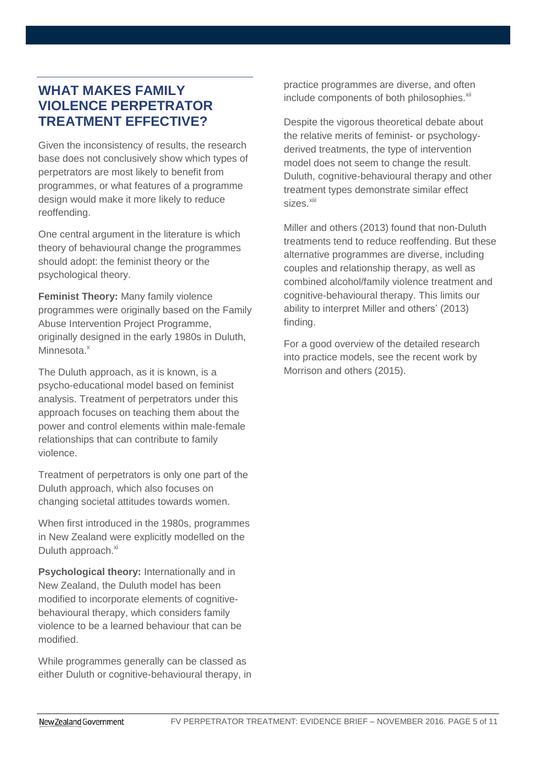## WHAT MAKES FAMILY VIOLENCE PERPETRATOR TREATMENT EFFECTIVE?

Given the inconsistency of results, the research base does not conclusively show which types of perpetrators are most likely to benefit from programmes, or what features of a programme design would make it more likely to reduce reoffending.

One central argument in the literature is which theory of behavioural change the programmes should adopt: the feminist theory or the psychological theory.

**Feminist Theory:** Many family violence programmes were originally based on the Family Abuse Intervention Project Programme, originally designed in the early 1980s in Duluth, Minnesota.[x]

The Duluth approach, as it is known, is a psycho-educational model based on feminist analysis. Treatment of perpetrators under this approach focuses on teaching them about the power and control elements within male-female relationships that can contribute to family violence.

Treatment of perpetrators is only one part of the Duluth approach, which also focuses on changing societal attitudes towards women.

When first introduced in the 1980s, programmes in New Zealand were explicitly modelled on the Duluth approach.[xi]

**Psychological theory:** Internationally and in New Zealand, the Duluth model has been modified to incorporate elements of cognitive-behavioural therapy, which considers family violence to be a learned behaviour that can be modified.

While programmes generally can be classed as either Duluth or cognitive-behavioural therapy, in practice programmes are diverse, and often include components of both philosophies.[xii]

Despite the vigorous theoretical debate about the relative merits of feminist- or psychology-derived treatments, the type of intervention model does not seem to change the result. Duluth, cognitive-behavioural therapy and other treatment types demonstrate similar effect sizes.[xiii]

Miller and others (2013) found that non-Duluth treatments tend to reduce reoffending. But these alternative programmes are diverse, including couples and relationship therapy, as well as combined alcohol/family violence treatment and cognitive-behavioural therapy. This limits our ability to interpret Miller and others' (2013) finding.

For a good overview of the detailed research into practice models, see the recent work by Morrison and others (2015).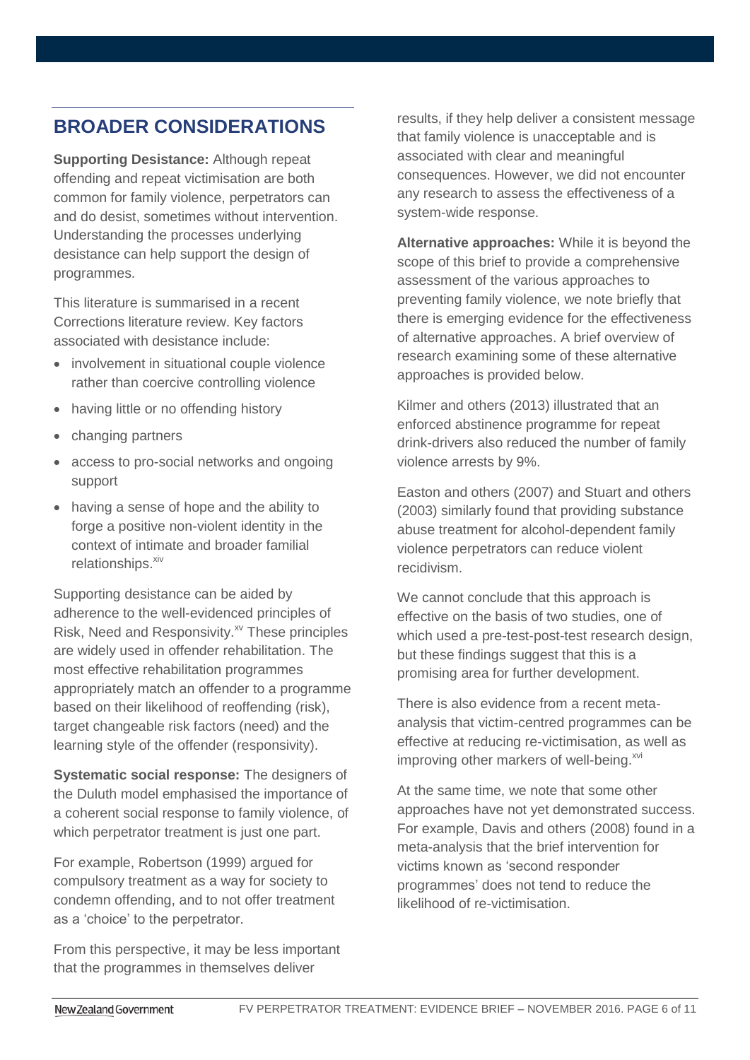## BROADER CONSIDERATIONS

**Supporting Desistance:** Although repeat offending and repeat victimisation are both common for family violence, perpetrators can and do desist, sometimes without intervention. Understanding the processes underlying desistance can help support the design of programmes.

This literature is summarised in a recent Corrections literature review. Key factors associated with desistance include:

- involvement in situational couple violence rather than coercive controlling violence
- having little or no offending history
- changing partners
- access to pro-social networks and ongoing support
- having a sense of hope and the ability to forge a positive non-violent identity in the context of intimate and broader familial relationships.[xiv]

Supporting desistance can be aided by adherence to the well-evidenced principles of Risk, Need and Responsivity.[xv] These principles are widely used in offender rehabilitation. The most effective rehabilitation programmes appropriately match an offender to a programme based on their likelihood of reoffending (risk), target changeable risk factors (need) and the learning style of the offender (responsivity).

**Systematic social response:** The designers of the Duluth model emphasised the importance of a coherent social response to family violence, of which perpetrator treatment is just one part.

For example, Robertson (1999) argued for compulsory treatment as a way for society to condemn offending, and to not offer treatment as a 'choice' to the perpetrator.

From this perspective, it may be less important that the programmes in themselves deliver results, if they help deliver a consistent message that family violence is unacceptable and is associated with clear and meaningful consequences. However, we did not encounter any research to assess the effectiveness of a system-wide response.

**Alternative approaches:** While it is beyond the scope of this brief to provide a comprehensive assessment of the various approaches to preventing family violence, we note briefly that there is emerging evidence for the effectiveness of alternative approaches. A brief overview of research examining some of these alternative approaches is provided below.

Kilmer and others (2013) illustrated that an enforced abstinence programme for repeat drink-drivers also reduced the number of family violence arrests by 9%.

Easton and others (2007) and Stuart and others (2003) similarly found that providing substance abuse treatment for alcohol-dependent family violence perpetrators can reduce violent recidivism.

We cannot conclude that this approach is effective on the basis of two studies, one of which used a pre-test-post-test research design, but these findings suggest that this is a promising area for further development.

There is also evidence from a recent meta-analysis that victim-centred programmes can be effective at reducing re-victimisation, as well as improving other markers of well-being.[xvi]

At the same time, we note that some other approaches have not yet demonstrated success. For example, Davis and others (2008) found in a meta-analysis that the brief intervention for victims known as 'second responder programmes' does not tend to reduce the likelihood of re-victimisation.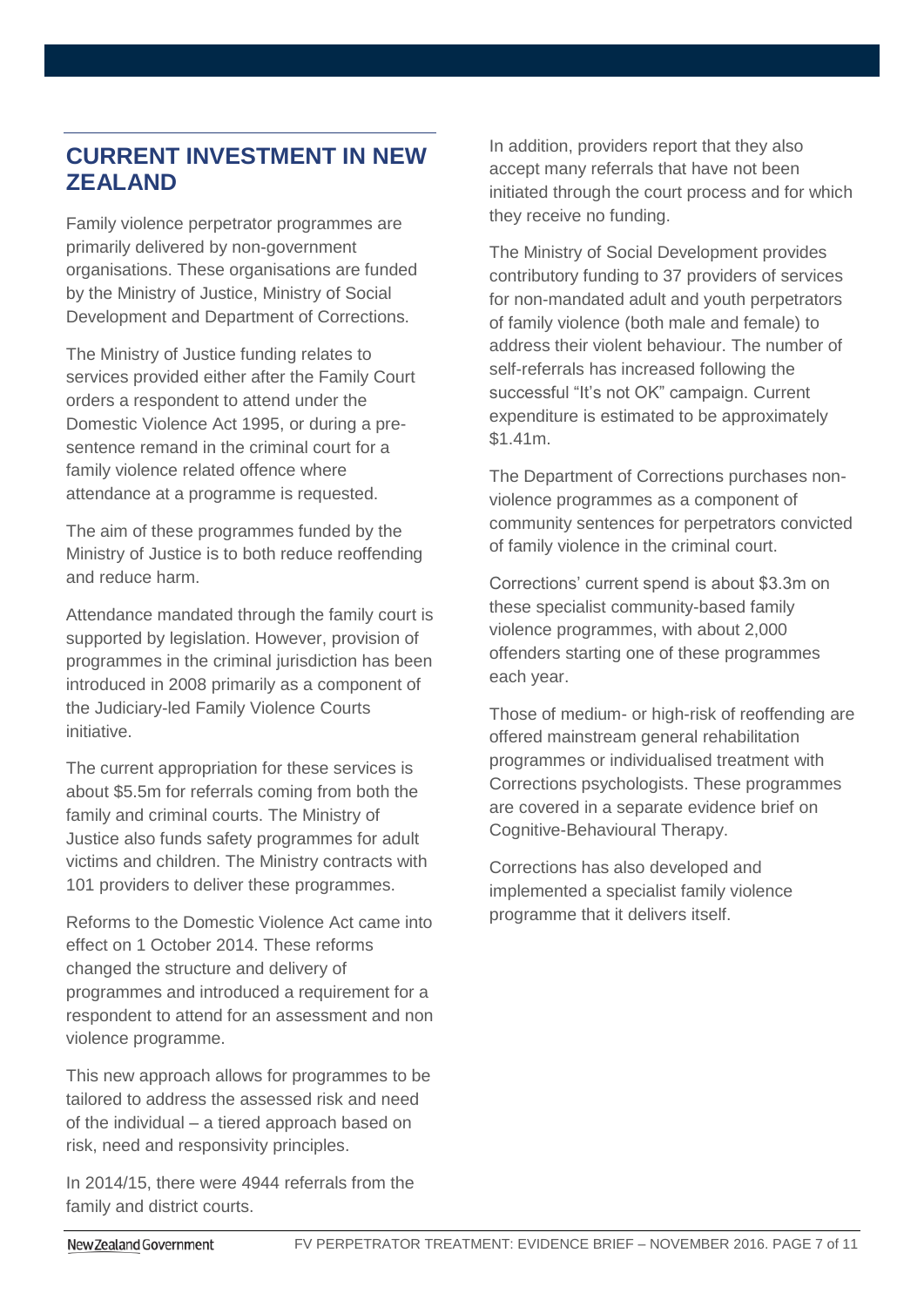## CURRENT INVESTMENT IN NEW ZEALAND

Family violence perpetrator programmes are primarily delivered by non-government organisations. These organisations are funded by the Ministry of Justice, Ministry of Social Development and Department of Corrections.

The Ministry of Justice funding relates to services provided either after the Family Court orders a respondent to attend under the Domestic Violence Act 1995, or during a pre-sentence remand in the criminal court for a family violence related offence where attendance at a programme is requested.

The aim of these programmes funded by the Ministry of Justice is to both reduce reoffending and reduce harm.

Attendance mandated through the family court is supported by legislation. However, provision of programmes in the criminal jurisdiction has been introduced in 2008 primarily as a component of the Judiciary-led Family Violence Courts initiative.

The current appropriation for these services is about \$5.5m for referrals coming from both the family and criminal courts. The Ministry of Justice also funds safety programmes for adult victims and children. The Ministry contracts with 101 providers to deliver these programmes.

Reforms to the Domestic Violence Act came into effect on 1 October 2014. These reforms changed the structure and delivery of programmes and introduced a requirement for a respondent to attend for an assessment and non violence programme.

This new approach allows for programmes to be tailored to address the assessed risk and need of the individual – a tiered approach based on risk, need and responsivity principles.

In 2014/15, there were 4944 referrals from the family and district courts.

In addition, providers report that they also accept many referrals that have not been initiated through the court process and for which they receive no funding.

The Ministry of Social Development provides contributory funding to 37 providers of services for non-mandated adult and youth perpetrators of family violence (both male and female) to address their violent behaviour. The number of self-referrals has increased following the successful "It's not OK" campaign. Current expenditure is estimated to be approximately \$1.41m.

The Department of Corrections purchases non-violence programmes as a component of community sentences for perpetrators convicted of family violence in the criminal court.

Corrections' current spend is about \$3.3m on these specialist community-based family violence programmes, with about 2,000 offenders starting one of these programmes each year.

Those of medium- or high-risk of reoffending are offered mainstream general rehabilitation programmes or individualised treatment with Corrections psychologists. These programmes are covered in a separate evidence brief on Cognitive-Behavioural Therapy.

Corrections has also developed and implemented a specialist family violence programme that it delivers itself.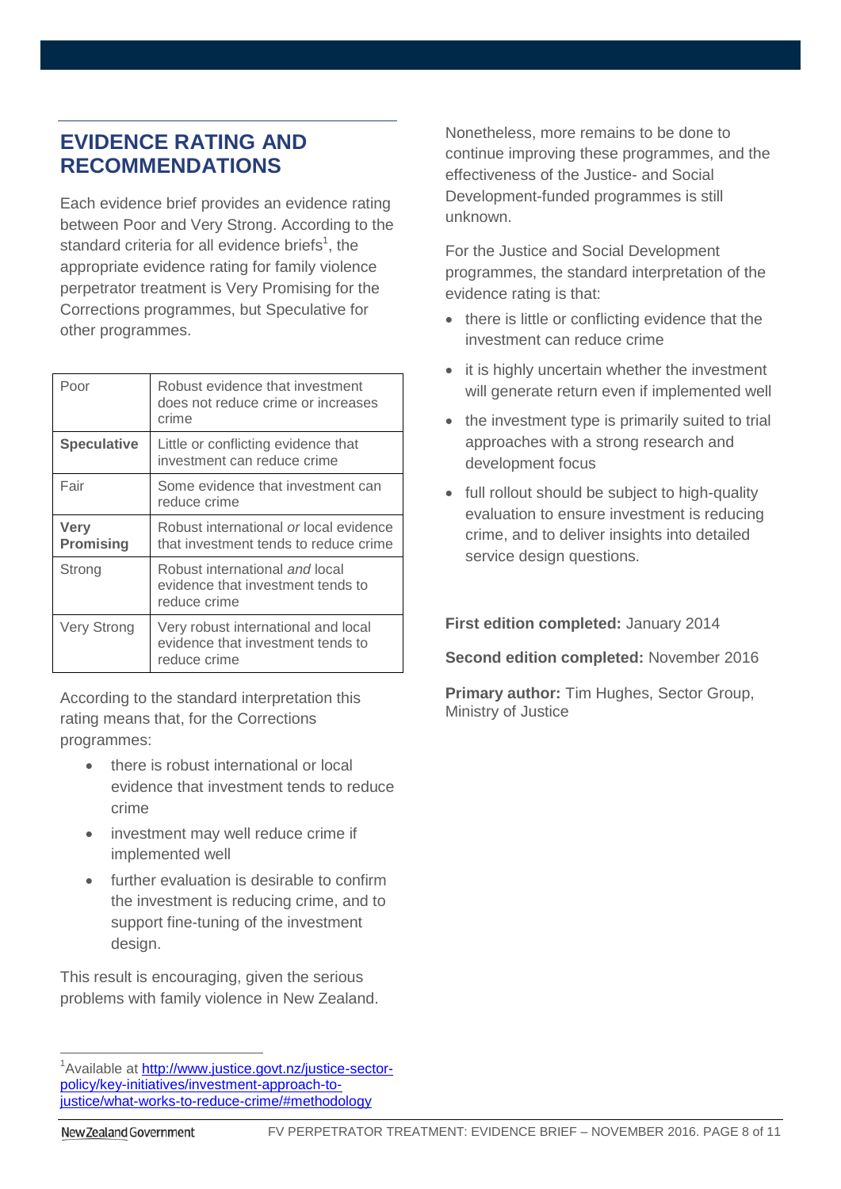## EVIDENCE RATING AND RECOMMENDATIONS

Each evidence brief provides an evidence rating between Poor and Very Strong. According to the standard criteria for all evidence briefs[1], the appropriate evidence rating for family violence perpetrator treatment is Very Promising for the Corrections programmes, but Speculative for other programmes.

| | |
|---|---|
| Poor | Robust evidence that investment does not reduce crime or increases crime |
| **Speculative** | Little or conflicting evidence that investment can reduce crime |
| Fair | Some evidence that investment can reduce crime |
| **Very Promising** | Robust international *or* local evidence that investment tends to reduce crime |
| Strong | Robust international *and* local evidence that investment tends to reduce crime |
| Very Strong | Very robust international and local evidence that investment tends to reduce crime |

According to the standard interpretation this rating means that, for the Corrections programmes:

- there is robust international or local evidence that investment tends to reduce crime
- investment may well reduce crime if implemented well
- further evaluation is desirable to confirm the investment is reducing crime, and to support fine-tuning of the investment design.

This result is encouraging, given the serious problems with family violence in New Zealand.

Nonetheless, more remains to be done to continue improving these programmes, and the effectiveness of the Justice- and Social Development-funded programmes is still unknown.

For the Justice and Social Development programmes, the standard interpretation of the evidence rating is that:

- there is little or conflicting evidence that the investment can reduce crime
- it is highly uncertain whether the investment will generate return even if implemented well
- the investment type is primarily suited to trial approaches with a strong research and development focus
- full rollout should be subject to high-quality evaluation to ensure investment is reducing crime, and to deliver insights into detailed service design questions.

**First edition completed:** January 2014

**Second edition completed:** November 2016

**Primary author:** Tim Hughes, Sector Group, Ministry of Justice

[1] Available at http://www.justice.govt.nz/justice-sector-policy/key-initiatives/investment-approach-to-justice/what-works-to-reduce-crime/#methodology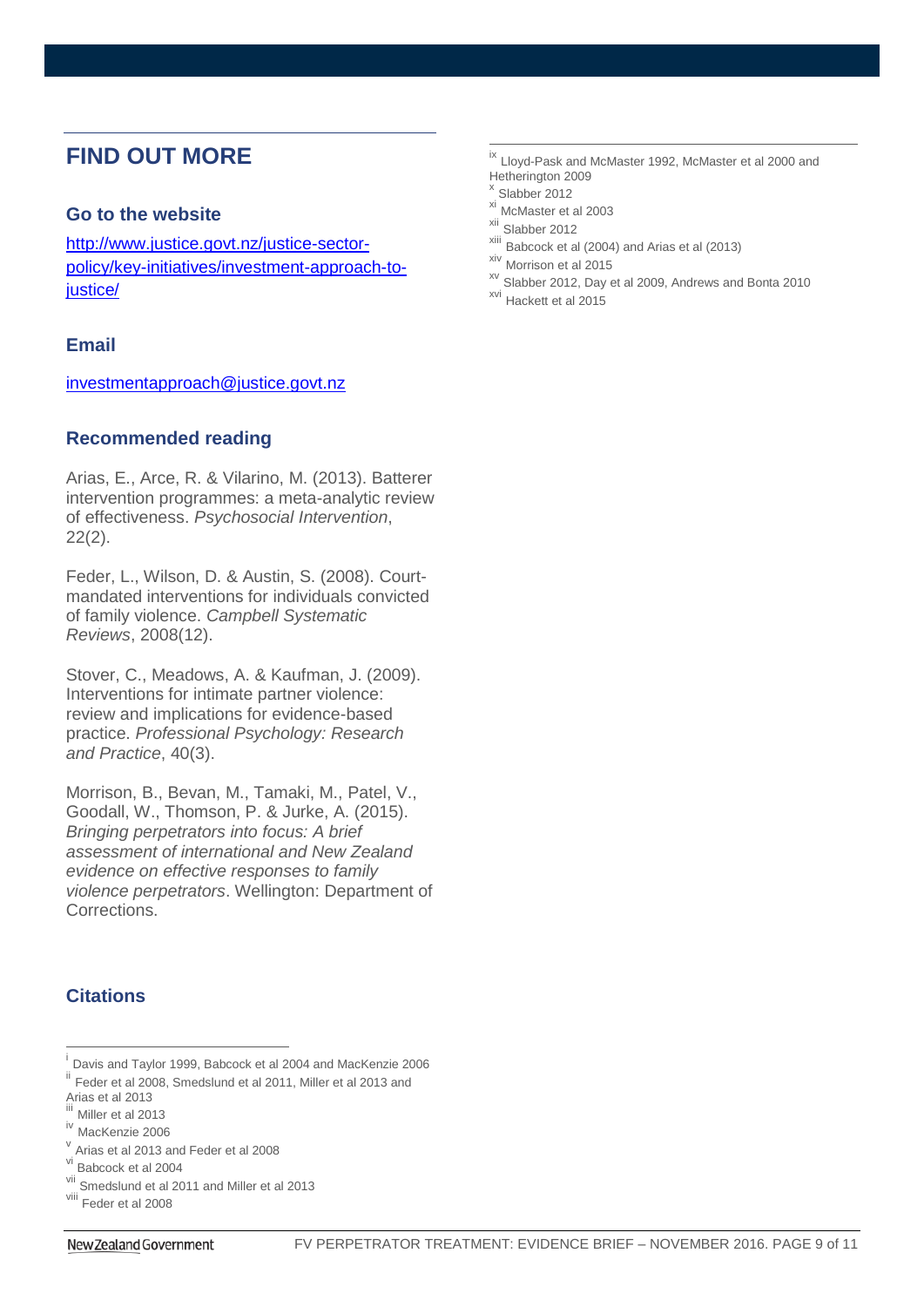## FIND OUT MORE

### Go to the website

[http://www.justice.govt.nz/justice-sector-policy/key-initiatives/investment-approach-to-justice/](http://www.justice.govt.nz/justice-sector-policy/key-initiatives/investment-approach-to-justice/)

### Email

[investmentapproach@justice.govt.nz](mailto:investmentapproach@justice.govt.nz)

### Recommended reading

Arias, E., Arce, R. & Vilarino, M. (2013). Batterer intervention programmes: a meta-analytic review of effectiveness. *Psychosocial Intervention*, 22(2).

Feder, L., Wilson, D. & Austin, S. (2008). Court-mandated interventions for individuals convicted of family violence. *Campbell Systematic Reviews*, 2008(12).

Stover, C., Meadows, A. & Kaufman, J. (2009). Interventions for intimate partner violence: review and implications for evidence-based practice. *Professional Psychology: Research and Practice*, 40(3).

Morrison, B., Bevan, M., Tamaki, M., Patel, V., Goodall, W., Thomson, P. & Jurke, A. (2015). *Bringing perpetrators into focus: A brief assessment of international and New Zealand evidence on effective responses to family violence perpetrators*. Wellington: Department of Corrections.

### Citations

[i] Davis and Taylor 1999, Babcock et al 2004 and MacKenzie 2006

[ii] Feder et al 2008, Smedslund et al 2011, Miller et al 2013 and Arias et al 2013

[iii] Miller et al 2013

[iv] MacKenzie 2006

[v] Arias et al 2013 and Feder et al 2008

[vi] Babcock et al 2004

[vii] Smedslund et al 2011 and Miller et al 2013

[viii] Feder et al 2008

[ix] Lloyd-Pask and McMaster 1992, McMaster et al 2000 and Hetherington 2009

[x] Slabber 2012

[xi] McMaster et al 2003

[xii] Slabber 2012

[xiii] Babcock et al (2004) and Arias et al (2013)

[xiv] Morrison et al 2015

[xv] Slabber 2012, Day et al 2009, Andrews and Bonta 2010

[xvi] Hackett et al 2015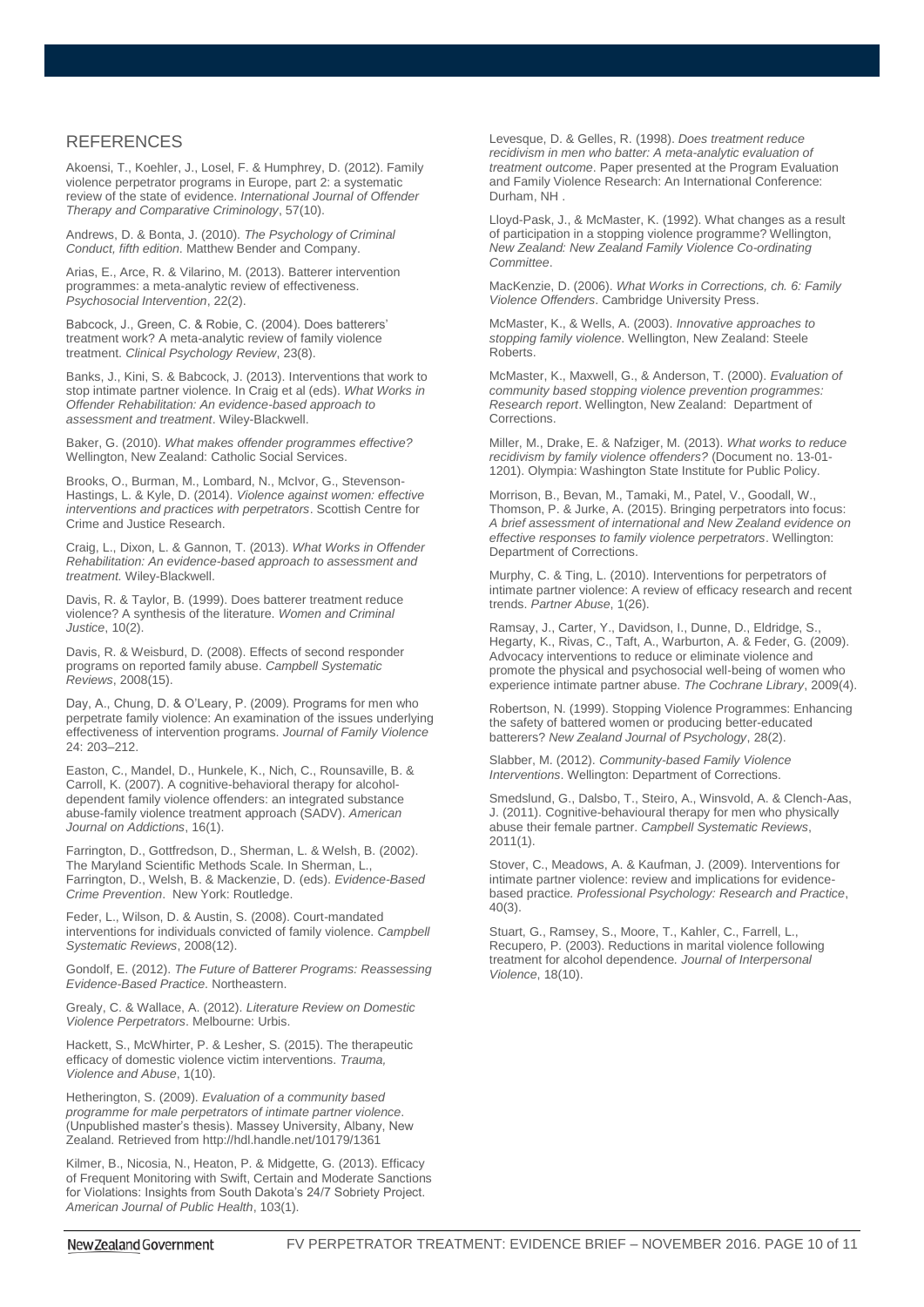## REFERENCES

Akoensi, T., Koehler, J., Losel, F. & Humphrey, D. (2012). Family violence perpetrator programs in Europe, part 2: a systematic review of the state of evidence. *International Journal of Offender Therapy and Comparative Criminology*, 57(10).

Andrews, D. & Bonta, J. (2010). *The Psychology of Criminal Conduct, fifth edition*. Matthew Bender and Company.

Arias, E., Arce, R. & Vilarino, M. (2013). Batterer intervention programmes: a meta-analytic review of effectiveness. *Psychosocial Intervention*, 22(2).

Babcock, J., Green, C. & Robie, C. (2004). Does batterers' treatment work? A meta-analytic review of family violence treatment. *Clinical Psychology Review*, 23(8).

Banks, J., Kini, S. & Babcock, J. (2013). Interventions that work to stop intimate partner violence. In Craig et al (eds). *What Works in Offender Rehabilitation: An evidence-based approach to assessment and treatment*. Wiley-Blackwell.

Baker, G. (2010). *What makes offender programmes effective?* Wellington, New Zealand: Catholic Social Services.

Brooks, O., Burman, M., Lombard, N., McIvor, G., Stevenson-Hastings, L. & Kyle, D. (2014). *Violence against women: effective interventions and practices with perpetrators*. Scottish Centre for Crime and Justice Research.

Craig, L., Dixon, L. & Gannon, T. (2013). *What Works in Offender Rehabilitation: An evidence-based approach to assessment and treatment.* Wiley-Blackwell.

Davis, R. & Taylor, B. (1999). Does batterer treatment reduce violence? A synthesis of the literature. *Women and Criminal Justice*, 10(2).

Davis, R. & Weisburd, D. (2008). Effects of second responder programs on reported family abuse. *Campbell Systematic Reviews*, 2008(15).

Day, A., Chung, D. & O'Leary, P. (2009). Programs for men who perpetrate family violence: An examination of the issues underlying effectiveness of intervention programs. *Journal of Family Violence* 24: 203–212.

Easton, C., Mandel, D., Hunkele, K., Nich, C., Rounsaville, B. & Carroll, K. (2007). A cognitive-behavioral therapy for alcohol-dependent family violence offenders: an integrated substance abuse-family violence treatment approach (SADV). *American Journal on Addictions*, 16(1).

Farrington, D., Gottfredson, D., Sherman, L. & Welsh, B. (2002). The Maryland Scientific Methods Scale. In Sherman, L., Farrington, D., Welsh, B. & Mackenzie, D. (eds). *Evidence-Based Crime Prevention*. New York: Routledge.

Feder, L., Wilson, D. & Austin, S. (2008). Court-mandated interventions for individuals convicted of family violence. *Campbell Systematic Reviews*, 2008(12).

Gondolf, E. (2012). *The Future of Batterer Programs: Reassessing Evidence-Based Practice*. Northeastern.

Grealy, C. & Wallace, A. (2012). *Literature Review on Domestic Violence Perpetrators*. Melbourne: Urbis.

Hackett, S., McWhirter, P. & Lesher, S. (2015). The therapeutic efficacy of domestic violence victim interventions. *Trauma, Violence and Abuse*, 1(10).

Hetherington, S. (2009). *Evaluation of a community based programme for male perpetrators of intimate partner violence*. (Unpublished master's thesis). Massey University, Albany, New Zealand. Retrieved from http://hdl.handle.net/10179/1361

Kilmer, B., Nicosia, N., Heaton, P. & Midgette, G. (2013). Efficacy of Frequent Monitoring with Swift, Certain and Moderate Sanctions for Violations: Insights from South Dakota's 24/7 Sobriety Project. *American Journal of Public Health*, 103(1).

Levesque, D. & Gelles, R. (1998). *Does treatment reduce recidivism in men who batter: A meta-analytic evaluation of treatment outcome*. Paper presented at the Program Evaluation and Family Violence Research: An International Conference: Durham, NH .

Lloyd-Pask, J., & McMaster, K. (1992). What changes as a result of participation in a stopping violence programme? Wellington, *New Zealand: New Zealand Family Violence Co-ordinating Committee*.

MacKenzie, D. (2006). *What Works in Corrections, ch. 6: Family Violence Offenders*. Cambridge University Press.

McMaster, K., & Wells, A. (2003). *Innovative approaches to stopping family violence*. Wellington, New Zealand: Steele Roberts.

McMaster, K., Maxwell, G., & Anderson, T. (2000). *Evaluation of community based stopping violence prevention programmes: Research report*. Wellington, New Zealand: Department of Corrections.

Miller, M., Drake, E. & Nafziger, M. (2013). *What works to reduce recidivism by family violence offenders?* (Document no. 13-01-1201). Olympia: Washington State Institute for Public Policy.

Morrison, B., Bevan, M., Tamaki, M., Patel, V., Goodall, W., Thomson, P. & Jurke, A. (2015). Bringing perpetrators into focus: *A brief assessment of international and New Zealand evidence on effective responses to family violence perpetrators*. Wellington: Department of Corrections.

Murphy, C. & Ting, L. (2010). Interventions for perpetrators of intimate partner violence: A review of efficacy research and recent trends. *Partner Abuse*, 1(26).

Ramsay, J., Carter, Y., Davidson, I., Dunne, D., Eldridge, S., Hegarty, K., Rivas, C., Taft, A., Warburton, A. & Feder, G. (2009). Advocacy interventions to reduce or eliminate violence and promote the physical and psychosocial well-being of women who experience intimate partner abuse. *The Cochrane Library*, 2009(4).

Robertson, N. (1999). Stopping Violence Programmes: Enhancing the safety of battered women or producing better-educated batterers? *New Zealand Journal of Psychology*, 28(2).

Slabber, M. (2012). *Community-based Family Violence Interventions*. Wellington: Department of Corrections.

Smedslund, G., Dalsbo, T., Steiro, A., Winsvold, A. & Clench-Aas, J. (2011). Cognitive-behavioural therapy for men who physically abuse their female partner. *Campbell Systematic Reviews*, 2011(1).

Stover, C., Meadows, A. & Kaufman, J. (2009). Interventions for intimate partner violence: review and implications for evidence-based practice. *Professional Psychology: Research and Practice*, 40(3).

Stuart, G., Ramsey, S., Moore, T., Kahler, C., Farrell, L., Recupero, P. (2003). Reductions in marital violence following treatment for alcohol dependence. *Journal of Interpersonal Violence*, 18(10).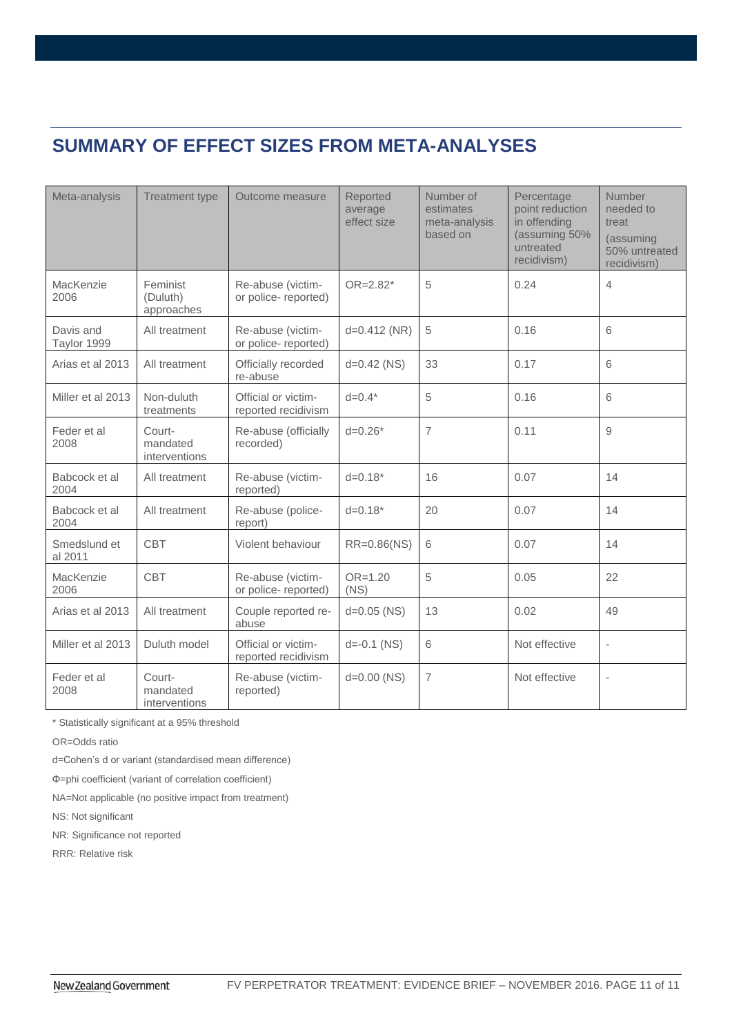## SUMMARY OF EFFECT SIZES FROM META-ANALYSES

| Meta-analysis | Treatment type | Outcome measure | Reported average effect size | Number of estimates meta-analysis based on | Percentage point reduction in offending (assuming 50% untreated recidivism) | Number needed to treat (assuming 50% untreated recidivism) |
|---|---|---|---|---|---|---|
| MacKenzie 2006 | Feminist (Duluth) approaches | Re-abuse (victim- or police- reported) | OR=2.82* | 5 | 0.24 | 4 |
| Davis and Taylor 1999 | All treatment | Re-abuse (victim- or police- reported) | d=0.412 (NR) | 5 | 0.16 | 6 |
| Arias et al 2013 | All treatment | Officially recorded re-abuse | d=0.42 (NS) | 33 | 0.17 | 6 |
| Miller et al 2013 | Non-duluth treatments | Official or victim-reported recidivism | d=0.4* | 5 | 0.16 | 6 |
| Feder et al 2008 | Court-mandated interventions | Re-abuse (officially recorded) | d=0.26* | 7 | 0.11 | 9 |
| Babcock et al 2004 | All treatment | Re-abuse (victim-reported) | d=0.18* | 16 | 0.07 | 14 |
| Babcock et al 2004 | All treatment | Re-abuse (police-report) | d=0.18* | 20 | 0.07 | 14 |
| Smedslund et al 2011 | CBT | Violent behaviour | RR=0.86(NS) | 6 | 0.07 | 14 |
| MacKenzie 2006 | CBT | Re-abuse (victim- or police- reported) | OR=1.20 (NS) | 5 | 0.05 | 22 |
| Arias et al 2013 | All treatment | Couple reported re-abuse | d=0.05 (NS) | 13 | 0.02 | 49 |
| Miller et al 2013 | Duluth model | Official or victim-reported recidivism | d=-0.1 (NS) | 6 | Not effective | - |
| Feder et al 2008 | Court-mandated interventions | Re-abuse (victim-reported) | d=0.00 (NS) | 7 | Not effective | - |

* Statistically significant at a 95% threshold

OR=Odds ratio

d=Cohen's d or variant (standardised mean difference)

Φ=phi coefficient (variant of correlation coefficient)

NA=Not applicable (no positive impact from treatment)

NS: Not significant

NR: Significance not reported

RRR: Relative risk